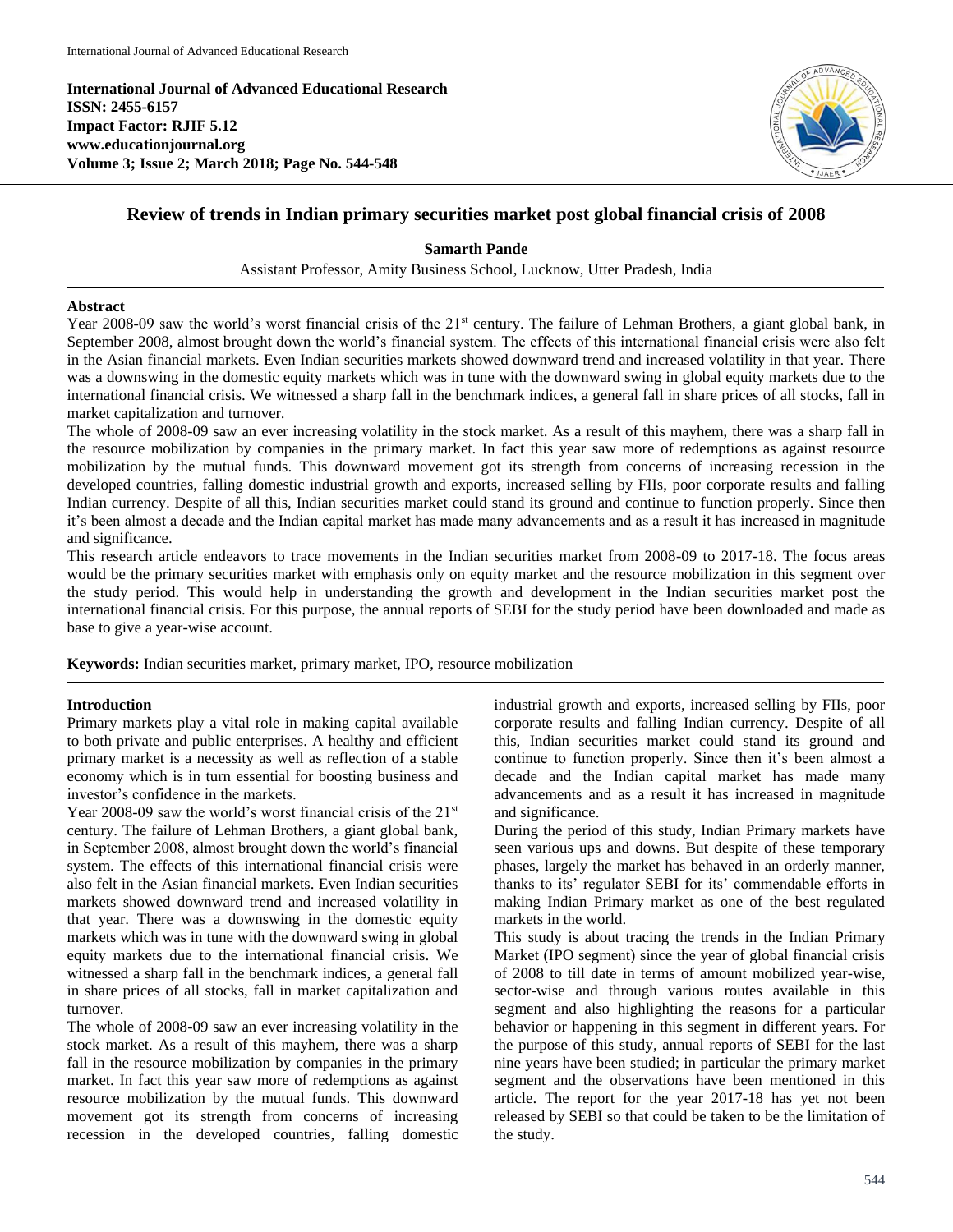International Journal of Advanced Educational Research
**ISSN: 2455-6157**
**Impact Factor: RJIF 5.12**
**www.educationjournal.org**
**Volume 3; Issue 2; March 2018; Page No. 544-548**

# Review of trends in Indian primary securities market post global financial crisis of 2008

**Samarth Pande**

Assistant Professor, Amity Business School, Lucknow, Utter Pradesh, India

## Abstract

Year 2008-09 saw the world's worst financial crisis of the 21st century. The failure of Lehman Brothers, a giant global bank, in September 2008, almost brought down the world's financial system. The effects of this international financial crisis were also felt in the Asian financial markets. Even Indian securities markets showed downward trend and increased volatility in that year. There was a downswing in the domestic equity markets which was in tune with the downward swing in global equity markets due to the international financial crisis. We witnessed a sharp fall in the benchmark indices, a general fall in share prices of all stocks, fall in market capitalization and turnover.

The whole of 2008-09 saw an ever increasing volatility in the stock market. As a result of this mayhem, there was a sharp fall in the resource mobilization by companies in the primary market. In fact this year saw more of redemptions as against resource mobilization by the mutual funds. This downward movement got its strength from concerns of increasing recession in the developed countries, falling domestic industrial growth and exports, increased selling by FIIs, poor corporate results and falling Indian currency. Despite of all this, Indian securities market could stand its ground and continue to function properly. Since then it's been almost a decade and the Indian capital market has made many advancements and as a result it has increased in magnitude and significance.

This research article endeavors to trace movements in the Indian securities market from 2008-09 to 2017-18. The focus areas would be the primary securities market with emphasis only on equity market and the resource mobilization in this segment over the study period. This would help in understanding the growth and development in the Indian securities market post the international financial crisis. For this purpose, the annual reports of SEBI for the study period have been downloaded and made as base to give a year-wise account.

**Keywords:** Indian securities market, primary market, IPO, resource mobilization

## Introduction

Primary markets play a vital role in making capital available to both private and public enterprises. A healthy and efficient primary market is a necessity as well as reflection of a stable economy which is in turn essential for boosting business and investor's confidence in the markets.

Year 2008-09 saw the world's worst financial crisis of the 21st century. The failure of Lehman Brothers, a giant global bank, in September 2008, almost brought down the world's financial system. The effects of this international financial crisis were also felt in the Asian financial markets. Even Indian securities markets showed downward trend and increased volatility in that year. There was a downswing in the domestic equity markets which was in tune with the downward swing in global equity markets due to the international financial crisis. We witnessed a sharp fall in the benchmark indices, a general fall in share prices of all stocks, fall in market capitalization and turnover.

The whole of 2008-09 saw an ever increasing volatility in the stock market. As a result of this mayhem, there was a sharp fall in the resource mobilization by companies in the primary market. In fact this year saw more of redemptions as against resource mobilization by the mutual funds. This downward movement got its strength from concerns of increasing recession in the developed countries, falling domestic industrial growth and exports, increased selling by FIIs, poor corporate results and falling Indian currency. Despite of all this, Indian securities market could stand its ground and continue to function properly. Since then it's been almost a decade and the Indian capital market has made many advancements and as a result it has increased in magnitude and significance.

During the period of this study, Indian Primary markets have seen various ups and downs. But despite of these temporary phases, largely the market has behaved in an orderly manner, thanks to its' regulator SEBI for its' commendable efforts in making Indian Primary market as one of the best regulated markets in the world.

This study is about tracing the trends in the Indian Primary Market (IPO segment) since the year of global financial crisis of 2008 to till date in terms of amount mobilized year-wise, sector-wise and through various routes available in this segment and also highlighting the reasons for a particular behavior or happening in this segment in different years. For the purpose of this study, annual reports of SEBI for the last nine years have been studied; in particular the primary market segment and the observations have been mentioned in this article. The report for the year 2017-18 has yet not been released by SEBI so that could be taken to be the limitation of the study.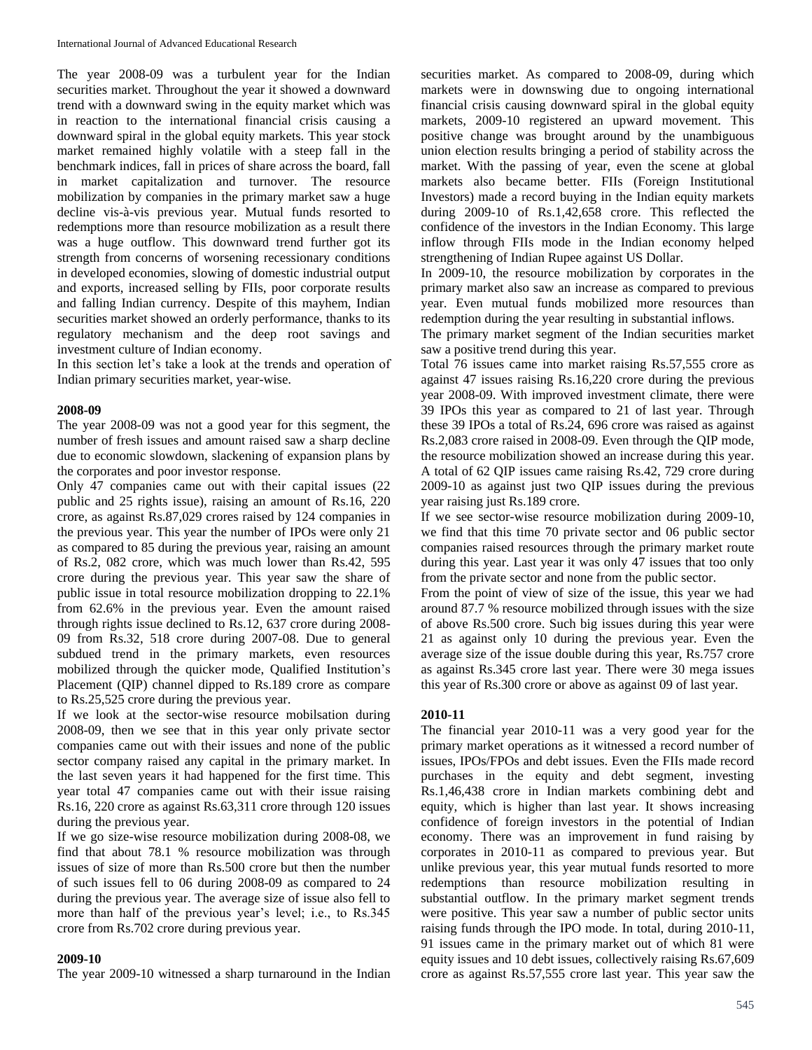The year 2008-09 was a turbulent year for the Indian securities market. Throughout the year it showed a downward trend with a downward swing in the equity market which was in reaction to the international financial crisis causing a downward spiral in the global equity markets. This year stock market remained highly volatile with a steep fall in the benchmark indices, fall in prices of share across the board, fall in market capitalization and turnover. The resource mobilization by companies in the primary market saw a huge decline vis-à-vis previous year. Mutual funds resorted to redemptions more than resource mobilization as a result there was a huge outflow. This downward trend further got its strength from concerns of worsening recessionary conditions in developed economies, slowing of domestic industrial output and exports, increased selling by FIIs, poor corporate results and falling Indian currency. Despite of this mayhem, Indian securities market showed an orderly performance, thanks to its regulatory mechanism and the deep root savings and investment culture of Indian economy.

In this section let's take a look at the trends and operation of Indian primary securities market, year-wise.

### 2008-09

The year 2008-09 was not a good year for this segment, the number of fresh issues and amount raised saw a sharp decline due to economic slowdown, slackening of expansion plans by the corporates and poor investor response.

Only 47 companies came out with their capital issues (22 public and 25 rights issue), raising an amount of Rs.16, 220 crore, as against Rs.87,029 crores raised by 124 companies in the previous year. This year the number of IPOs were only 21 as compared to 85 during the previous year, raising an amount of Rs.2, 082 crore, which was much lower than Rs.42, 595 crore during the previous year. This year saw the share of public issue in total resource mobilization dropping to 22.1% from 62.6% in the previous year. Even the amount raised through rights issue declined to Rs.12, 637 crore during 2008-09 from Rs.32, 518 crore during 2007-08. Due to general subdued trend in the primary markets, even resources mobilized through the quicker mode, Qualified Institution's Placement (QIP) channel dipped to Rs.189 crore as compare to Rs.25,525 crore during the previous year.

If we look at the sector-wise resource mobilsation during 2008-09, then we see that in this year only private sector companies came out with their issues and none of the public sector company raised any capital in the primary market. In the last seven years it had happened for the first time. This year total 47 companies came out with their issue raising Rs.16, 220 crore as against Rs.63,311 crore through 120 issues during the previous year.

If we go size-wise resource mobilization during 2008-08, we find that about 78.1 % resource mobilization was through issues of size of more than Rs.500 crore but then the number of such issues fell to 06 during 2008-09 as compared to 24 during the previous year. The average size of issue also fell to more than half of the previous year's level; i.e., to Rs.345 crore from Rs.702 crore during previous year.

### 2009-10

The year 2009-10 witnessed a sharp turnaround in the Indian securities market. As compared to 2008-09, during which markets were in downswing due to ongoing international financial crisis causing downward spiral in the global equity markets, 2009-10 registered an upward movement. This positive change was brought around by the unambiguous union election results bringing a period of stability across the market. With the passing of year, even the scene at global markets also became better. FIIs (Foreign Institutional Investors) made a record buying in the Indian equity markets during 2009-10 of Rs.1,42,658 crore. This reflected the confidence of the investors in the Indian Economy. This large inflow through FIIs mode in the Indian economy helped strengthening of Indian Rupee against US Dollar.

In 2009-10, the resource mobilization by corporates in the primary market also saw an increase as compared to previous year. Even mutual funds mobilized more resources than redemption during the year resulting in substantial inflows.

The primary market segment of the Indian securities market saw a positive trend during this year.

Total 76 issues came into market raising Rs.57,555 crore as against 47 issues raising Rs.16,220 crore during the previous year 2008-09. With improved investment climate, there were 39 IPOs this year as compared to 21 of last year. Through these 39 IPOs a total of Rs.24, 696 crore was raised as against Rs.2,083 crore raised in 2008-09. Even through the QIP mode, the resource mobilization showed an increase during this year. A total of 62 QIP issues came raising Rs.42, 729 crore during 2009-10 as against just two QIP issues during the previous year raising just Rs.189 crore.

If we see sector-wise resource mobilization during 2009-10, we find that this time 70 private sector and 06 public sector companies raised resources through the primary market route during this year. Last year it was only 47 issues that too only from the private sector and none from the public sector.

From the point of view of size of the issue, this year we had around 87.7 % resource mobilized through issues with the size of above Rs.500 crore. Such big issues during this year were 21 as against only 10 during the previous year. Even the average size of the issue double during this year, Rs.757 crore as against Rs.345 crore last year. There were 30 mega issues this year of Rs.300 crore or above as against 09 of last year.

### 2010-11

The financial year 2010-11 was a very good year for the primary market operations as it witnessed a record number of issues, IPOs/FPOs and debt issues. Even the FIIs made record purchases in the equity and debt segment, investing Rs.1,46,438 crore in Indian markets combining debt and equity, which is higher than last year. It shows increasing confidence of foreign investors in the potential of Indian economy. There was an improvement in fund raising by corporates in 2010-11 as compared to previous year. But unlike previous year, this year mutual funds resorted to more redemptions than resource mobilization resulting in substantial outflow. In the primary market segment trends were positive. This year saw a number of public sector units raising funds through the IPO mode. In total, during 2010-11, 91 issues came in the primary market out of which 81 were equity issues and 10 debt issues, collectively raising Rs.67,609 crore as against Rs.57,555 crore last year. This year saw the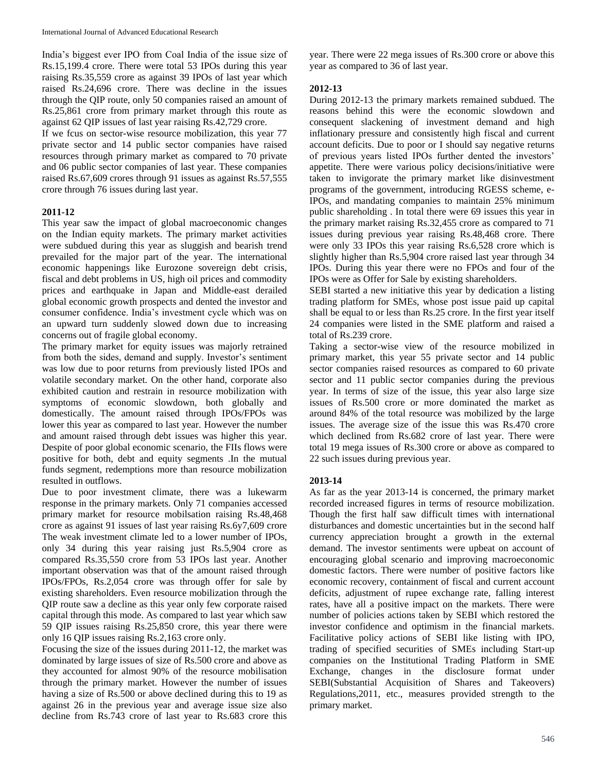India's biggest ever IPO from Coal India of the issue size of Rs.15,199.4 crore. There were total 53 IPOs during this year raising Rs.35,559 crore as against 39 IPOs of last year which raised Rs.24,696 crore. There was decline in the issues through the QIP route, only 50 companies raised an amount of Rs.25,861 crore from primary market through this route as against 62 QIP issues of last year raising Rs.42,729 crore.

If we fcus on sector-wise resource mobilization, this year 77 private sector and 14 public sector companies have raised resources through primary market as compared to 70 private and 06 public sector companies of last year. These companies raised Rs.67,609 crores through 91 issues as against Rs.57,555 crore through 76 issues during last year.

**2011-12**

This year saw the impact of global macroeconomic changes on the Indian equity markets. The primary market activities were subdued during this year as sluggish and bearish trend prevailed for the major part of the year. The international economic happenings like Eurozone sovereign debt crisis, fiscal and debt problems in US, high oil prices and commodity prices and earthquake in Japan and Middle-east derailed global economic growth prospects and dented the investor and consumer confidence. India's investment cycle which was on an upward turn suddenly slowed down due to increasing concerns out of fragile global economy.

The primary market for equity issues was majorly retrained from both the sides, demand and supply. Investor's sentiment was low due to poor returns from previously listed IPOs and volatile secondary market. On the other hand, corporate also exhibited caution and restrain in resource mobilization with symptoms of economic slowdown, both globally and domestically. The amount raised through IPOs/FPOs was lower this year as compared to last year. However the number and amount raised through debt issues was higher this year. Despite of poor global economic scenario, the FIIs flows were positive for both, debt and equity segments .In the mutual funds segment, redemptions more than resource mobilization resulted in outflows.

Due to poor investment climate, there was a lukewarm response in the primary markets. Only 71 companies accessed primary market for resource mobilsation raising Rs.48,468 crore as against 91 issues of last year raising Rs.6y7,609 crore The weak investment climate led to a lower number of IPOs, only 34 during this year raising just Rs.5,904 crore as compared Rs.35,550 crore from 53 IPOs last year. Another important observation was that of the amount raised through IPOs/FPOs, Rs.2,054 crore was through offer for sale by existing shareholders. Even resource mobilization through the QIP route saw a decline as this year only few corporate raised capital through this mode. As compared to last year which saw 59 QIP issues raising Rs.25,850 crore, this year there were only 16 QIP issues raising Rs.2,163 crore only.

Focusing the size of the issues during 2011-12, the market was dominated by large issues of size of Rs.500 crore and above as they accounted for almost 90% of the resource mobilisation through the primary market. However the number of issues having a size of Rs.500 or above declined during this to 19 as against 26 in the previous year and average issue size also decline from Rs.743 crore of last year to Rs.683 crore this year. There were 22 mega issues of Rs.300 crore or above this year as compared to 36 of last year.

**2012-13**

During 2012-13 the primary markets remained subdued. The reasons behind this were the economic slowdown and consequent slackening of investment demand and high inflationary pressure and consistently high fiscal and current account deficits. Due to poor or I should say negative returns of previous years listed IPOs further dented the investors' appetite. There were various policy decisions/initiative were taken to invigorate the primary market like disinvestment programs of the government, introducing RGESS scheme, e-IPOs, and mandating companies to maintain 25% minimum public shareholding . In total there were 69 issues this year in the primary market raising Rs.32,455 crore as compared to 71 issues during previous year raising Rs.48,468 crore. There were only 33 IPOs this year raising Rs.6,528 crore which is slightly higher than Rs.5,904 crore raised last year through 34 IPOs. During this year there were no FPOs and four of the IPOs were as Offer for Sale by existing shareholders.

SEBI started a new initiative this year by dedication a listing trading platform for SMEs, whose post issue paid up capital shall be equal to or less than Rs.25 crore. In the first year itself 24 companies were listed in the SME platform and raised a total of Rs.239 crore.

Taking a sector-wise view of the resource mobilized in primary market, this year 55 private sector and 14 public sector companies raised resources as compared to 60 private sector and 11 public sector companies during the previous year. In terms of size of the issue, this year also large size issues of Rs.500 crore or more dominated the market as around 84% of the total resource was mobilized by the large issues. The average size of the issue this was Rs.470 crore which declined from Rs.682 crore of last year. There were total 19 mega issues of Rs.300 crore or above as compared to 22 such issues during previous year.

**2013-14**

As far as the year 2013-14 is concerned, the primary market recorded increased figures in terms of resource mobilization. Though the first half saw difficult times with international disturbances and domestic uncertainties but in the second half currency appreciation brought a growth in the external demand. The investor sentiments were upbeat on account of encouraging global scenario and improving macroeconomic domestic factors. There were number of positive factors like economic recovery, containment of fiscal and current account deficits, adjustment of rupee exchange rate, falling interest rates, have all a positive impact on the markets. There were number of policies actions taken by SEBI which restored the investor confidence and optimism in the financial markets. Facilitative policy actions of SEBI like listing with IPO, trading of specified securities of SMEs including Start-up companies on the Institutional Trading Platform in SME Exchange, changes in the disclosure format under SEBI(Substantial Acquisition of Shares and Takeovers) Regulations,2011, etc., measures provided strength to the primary market.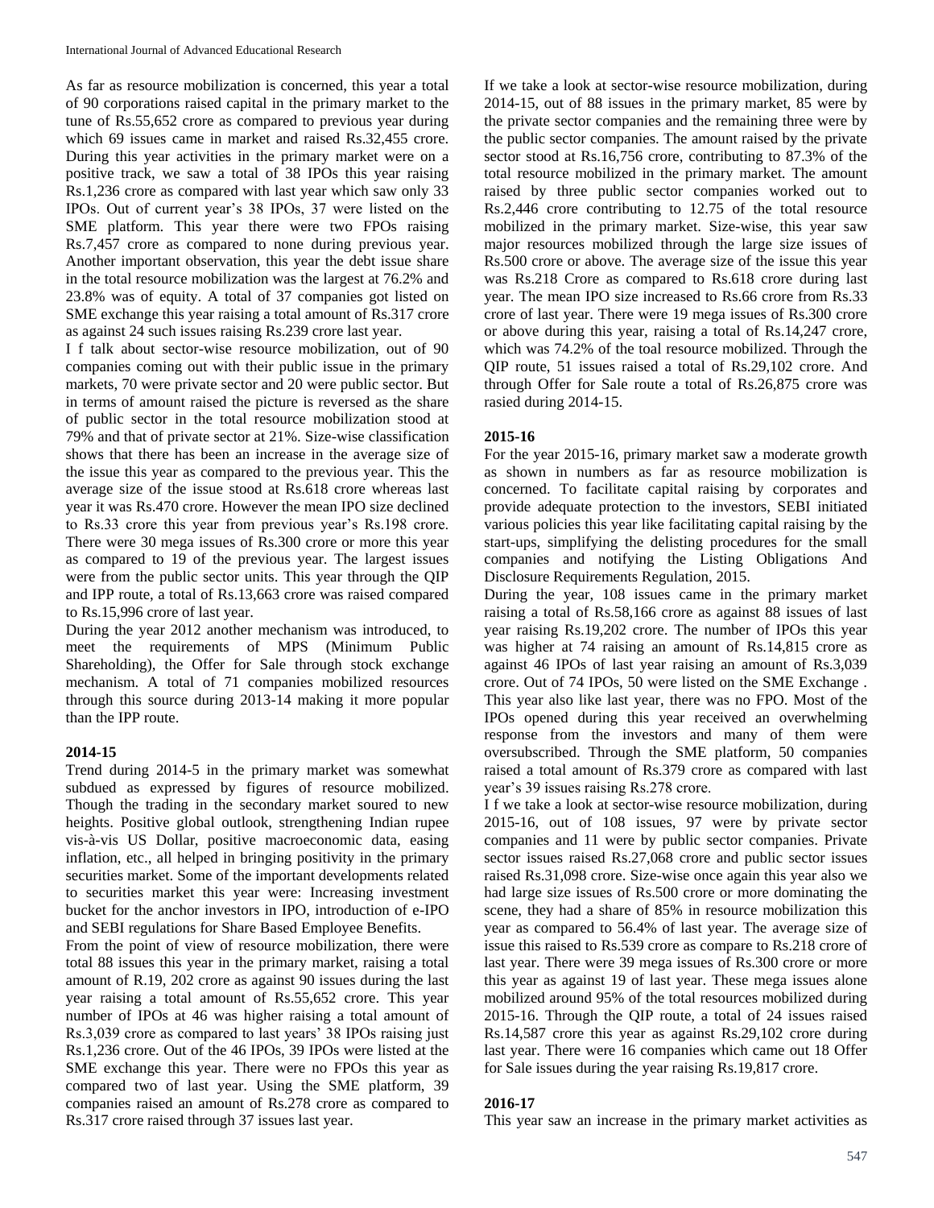As far as resource mobilization is concerned, this year a total of 90 corporations raised capital in the primary market to the tune of Rs.55,652 crore as compared to previous year during which 69 issues came in market and raised Rs.32,455 crore. During this year activities in the primary market were on a positive track, we saw a total of 38 IPOs this year raising Rs.1,236 crore as compared with last year which saw only 33 IPOs. Out of current year's 38 IPOs, 37 were listed on the SME platform. This year there were two FPOs raising Rs.7,457 crore as compared to none during previous year. Another important observation, this year the debt issue share in the total resource mobilization was the largest at 76.2% and 23.8% was of equity. A total of 37 companies got listed on SME exchange this year raising a total amount of Rs.317 crore as against 24 such issues raising Rs.239 crore last year.

I f talk about sector-wise resource mobilization, out of 90 companies coming out with their public issue in the primary markets, 70 were private sector and 20 were public sector. But in terms of amount raised the picture is reversed as the share of public sector in the total resource mobilization stood at 79% and that of private sector at 21%. Size-wise classification shows that there has been an increase in the average size of the issue this year as compared to the previous year. This the average size of the issue stood at Rs.618 crore whereas last year it was Rs.470 crore. However the mean IPO size declined to Rs.33 crore this year from previous year's Rs.198 crore. There were 30 mega issues of Rs.300 crore or more this year as compared to 19 of the previous year. The largest issues were from the public sector units. This year through the QIP and IPP route, a total of Rs.13,663 crore was raised compared to Rs.15,996 crore of last year.

During the year 2012 another mechanism was introduced, to meet the requirements of MPS (Minimum Public Shareholding), the Offer for Sale through stock exchange mechanism. A total of 71 companies mobilized resources through this source during 2013-14 making it more popular than the IPP route.

## 2014-15

Trend during 2014-5 in the primary market was somewhat subdued as expressed by figures of resource mobilized. Though the trading in the secondary market soured to new heights. Positive global outlook, strengthening Indian rupee vis-à-vis US Dollar, positive macroeconomic data, easing inflation, etc., all helped in bringing positivity in the primary securities market. Some of the important developments related to securities market this year were: Increasing investment bucket for the anchor investors in IPO, introduction of e-IPO and SEBI regulations for Share Based Employee Benefits.

From the point of view of resource mobilization, there were total 88 issues this year in the primary market, raising a total amount of R.19, 202 crore as against 90 issues during the last year raising a total amount of Rs.55,652 crore. This year number of IPOs at 46 was higher raising a total amount of Rs.3,039 crore as compared to last years' 38 IPOs raising just Rs.1,236 crore. Out of the 46 IPOs, 39 IPOs were listed at the SME exchange this year. There were no FPOs this year as compared two of last year. Using the SME platform, 39 companies raised an amount of Rs.278 crore as compared to Rs.317 crore raised through 37 issues last year.

If we take a look at sector-wise resource mobilization, during 2014-15, out of 88 issues in the primary market, 85 were by the private sector companies and the remaining three were by the public sector companies. The amount raised by the private sector stood at Rs.16,756 crore, contributing to 87.3% of the total resource mobilized in the primary market. The amount raised by three public sector companies worked out to Rs.2,446 crore contributing to 12.75 of the total resource mobilized in the primary market. Size-wise, this year saw major resources mobilized through the large size issues of Rs.500 crore or above. The average size of the issue this year was Rs.218 Crore as compared to Rs.618 crore during last year. The mean IPO size increased to Rs.66 crore from Rs.33 crore of last year. There were 19 mega issues of Rs.300 crore or above during this year, raising a total of Rs.14,247 crore, which was 74.2% of the toal resource mobilized. Through the QIP route, 51 issues raised a total of Rs.29,102 crore. And through Offer for Sale route a total of Rs.26,875 crore was rasied during 2014-15.

## 2015-16

For the year 2015-16, primary market saw a moderate growth as shown in numbers as far as resource mobilization is concerned. To facilitate capital raising by corporates and provide adequate protection to the investors, SEBI initiated various policies this year like facilitating capital raising by the start-ups, simplifying the delisting procedures for the small companies and notifying the Listing Obligations And Disclosure Requirements Regulation, 2015.

During the year, 108 issues came in the primary market raising a total of Rs.58,166 crore as against 88 issues of last year raising Rs.19,202 crore. The number of IPOs this year was higher at 74 raising an amount of Rs.14,815 crore as against 46 IPOs of last year raising an amount of Rs.3,039 crore. Out of 74 IPOs, 50 were listed on the SME Exchange . This year also like last year, there was no FPO. Most of the IPOs opened during this year received an overwhelming response from the investors and many of them were oversubscribed. Through the SME platform, 50 companies raised a total amount of Rs.379 crore as compared with last year's 39 issues raising Rs.278 crore.

I f we take a look at sector-wise resource mobilization, during 2015-16, out of 108 issues, 97 were by private sector companies and 11 were by public sector companies. Private sector issues raised Rs.27,068 crore and public sector issues raised Rs.31,098 crore. Size-wise once again this year also we had large size issues of Rs.500 crore or more dominating the scene, they had a share of 85% in resource mobilization this year as compared to 56.4% of last year. The average size of issue this raised to Rs.539 crore as compare to Rs.218 crore of last year. There were 39 mega issues of Rs.300 crore or more this year as against 19 of last year. These mega issues alone mobilized around 95% of the total resources mobilized during 2015-16. Through the QIP route, a total of 24 issues raised Rs.14,587 crore this year as against Rs.29,102 crore during last year. There were 16 companies which came out 18 Offer for Sale issues during the year raising Rs.19,817 crore.

## 2016-17

This year saw an increase in the primary market activities as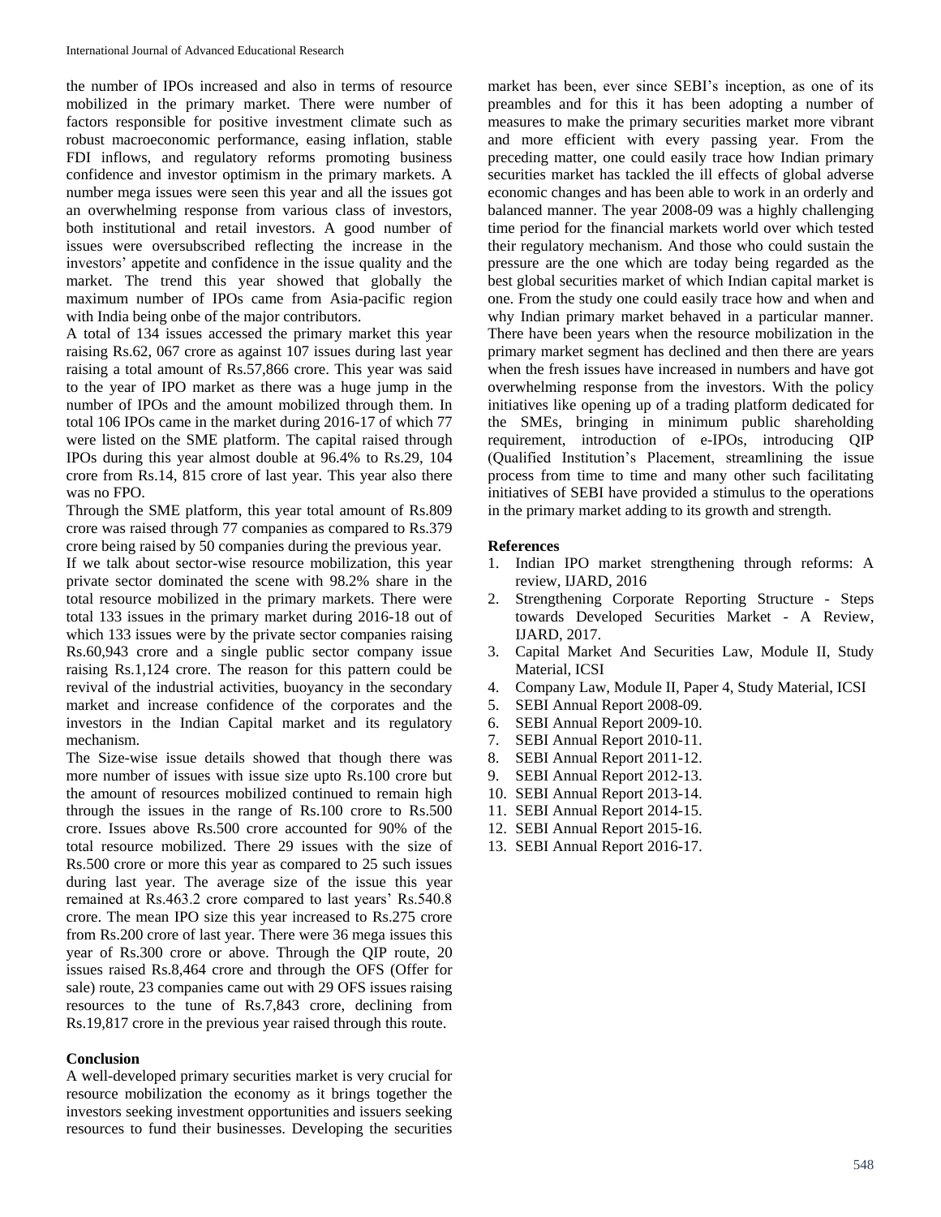the number of IPOs increased and also in terms of resource mobilized in the primary market. There were number of factors responsible for positive investment climate such as robust macroeconomic performance, easing inflation, stable FDI inflows, and regulatory reforms promoting business confidence and investor optimism in the primary markets. A number mega issues were seen this year and all the issues got an overwhelming response from various class of investors, both institutional and retail investors. A good number of issues were oversubscribed reflecting the increase in the investors' appetite and confidence in the issue quality and the market. The trend this year showed that globally the maximum number of IPOs came from Asia-pacific region with India being onbe of the major contributors.

A total of 134 issues accessed the primary market this year raising Rs.62, 067 crore as against 107 issues during last year raising a total amount of Rs.57,866 crore. This year was said to the year of IPO market as there was a huge jump in the number of IPOs and the amount mobilized through them. In total 106 IPOs came in the market during 2016-17 of which 77 were listed on the SME platform. The capital raised through IPOs during this year almost double at 96.4% to Rs.29, 104 crore from Rs.14, 815 crore of last year. This year also there was no FPO.

Through the SME platform, this year total amount of Rs.809 crore was raised through 77 companies as compared to Rs.379 crore being raised by 50 companies during the previous year.

If we talk about sector-wise resource mobilization, this year private sector dominated the scene with 98.2% share in the total resource mobilized in the primary markets. There were total 133 issues in the primary market during 2016-18 out of which 133 issues were by the private sector companies raising Rs.60,943 crore and a single public sector company issue raising Rs.1,124 crore. The reason for this pattern could be revival of the industrial activities, buoyancy in the secondary market and increase confidence of the corporates and the investors in the Indian Capital market and its regulatory mechanism.

The Size-wise issue details showed that though there was more number of issues with issue size upto Rs.100 crore but the amount of resources mobilized continued to remain high through the issues in the range of Rs.100 crore to Rs.500 crore. Issues above Rs.500 crore accounted for 90% of the total resource mobilized. There 29 issues with the size of Rs.500 crore or more this year as compared to 25 such issues during last year. The average size of the issue this year remained at Rs.463.2 crore compared to last years' Rs.540.8 crore. The mean IPO size this year increased to Rs.275 crore from Rs.200 crore of last year. There were 36 mega issues this year of Rs.300 crore or above. Through the QIP route, 20 issues raised Rs.8,464 crore and through the OFS (Offer for sale) route, 23 companies came out with 29 OFS issues raising resources to the tune of Rs.7,843 crore, declining from Rs.19,817 crore in the previous year raised through this route.

## Conclusion

A well-developed primary securities market is very crucial for resource mobilization the economy as it brings together the investors seeking investment opportunities and issuers seeking resources to fund their businesses. Developing the securities market has been, ever since SEBI's inception, as one of its preambles and for this it has been adopting a number of measures to make the primary securities market more vibrant and more efficient with every passing year. From the preceding matter, one could easily trace how Indian primary securities market has tackled the ill effects of global adverse economic changes and has been able to work in an orderly and balanced manner. The year 2008-09 was a highly challenging time period for the financial markets world over which tested their regulatory mechanism. And those who could sustain the pressure are the one which are today being regarded as the best global securities market of which Indian capital market is one. From the study one could easily trace how and when and why Indian primary market behaved in a particular manner. There have been years when the resource mobilization in the primary market segment has declined and then there are years when the fresh issues have increased in numbers and have got overwhelming response from the investors. With the policy initiatives like opening up of a trading platform dedicated for the SMEs, bringing in minimum public shareholding requirement, introduction of e-IPOs, introducing QIP (Qualified Institution's Placement, streamlining the issue process from time to time and many other such facilitating initiatives of SEBI have provided a stimulus to the operations in the primary market adding to its growth and strength.

## References

1. Indian IPO market strengthening through reforms: A review, IJARD, 2016
2. Strengthening Corporate Reporting Structure - Steps towards Developed Securities Market - A Review, IJARD, 2017.
3. Capital Market And Securities Law, Module II, Study Material, ICSI
4. Company Law, Module II, Paper 4, Study Material, ICSI
5. SEBI Annual Report 2008-09.
6. SEBI Annual Report 2009-10.
7. SEBI Annual Report 2010-11.
8. SEBI Annual Report 2011-12.
9. SEBI Annual Report 2012-13.
10. SEBI Annual Report 2013-14.
11. SEBI Annual Report 2014-15.
12. SEBI Annual Report 2015-16.
13. SEBI Annual Report 2016-17.